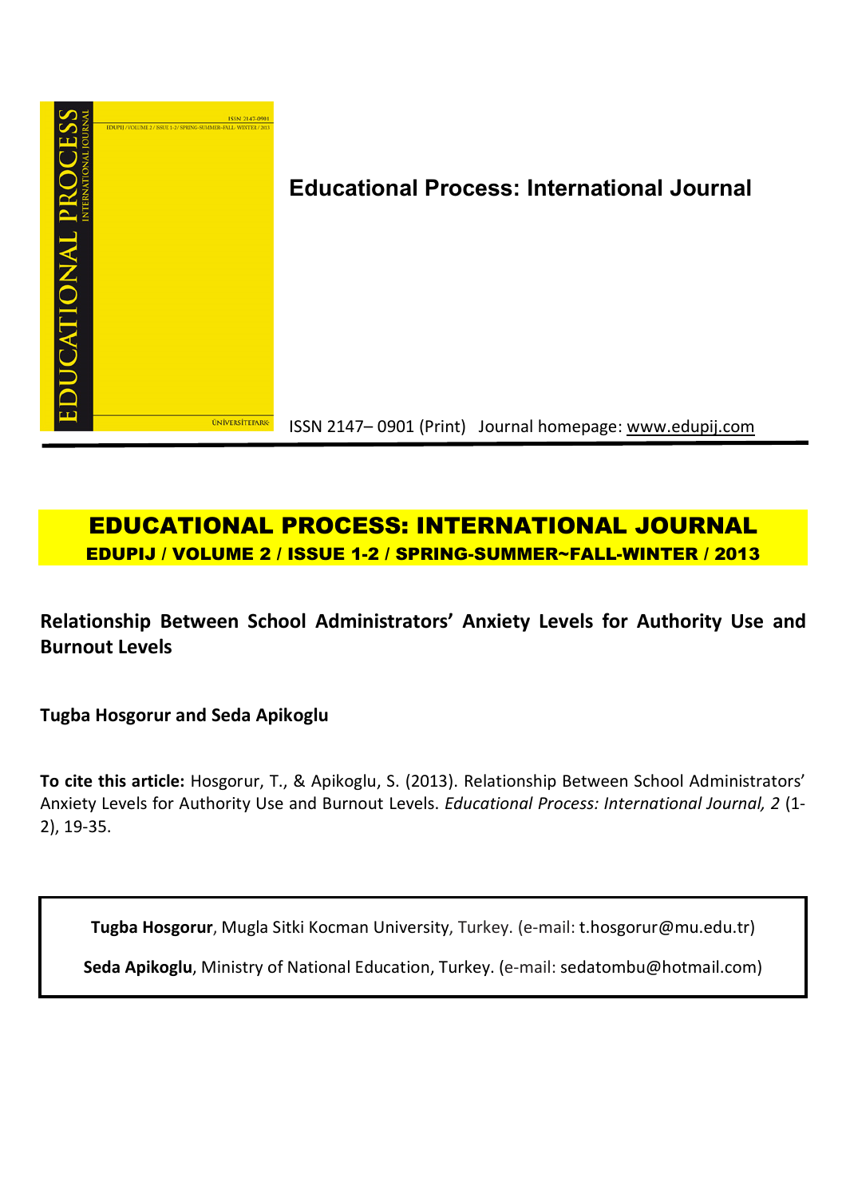**Educational Process: International Journal**

ISSN 2147– 0901 (Print) Journal homepage: www.edupij.com

# EDUCATIONAL PROCESS: INTERNATIONAL JOURNAL

**EDUPIJ / VOLUME 2 / ISSUE 1-2 / SPRING-SUMMER~FALL-WINTER / 2013**

## Relationship Between School Administrators' Anxiety Levels for Authority Use and Burnout Levels

**Tugba Hosgorur and Seda Apikoglu**

**To cite this article:** Hosgorur, T., & Apikoglu, S. (2013). Relationship Between School Administrators' Anxiety Levels for Authority Use and Burnout Levels. *Educational Process: International Journal, 2* (1-2), 19-35.

**Tugba Hosgorur**, Mugla Sitki Kocman University, Turkey. (e-mail: t.hosgorur@mu.edu.tr)

**Seda Apikoglu**, Ministry of National Education, Turkey. (e-mail: sedatombu@hotmail.com)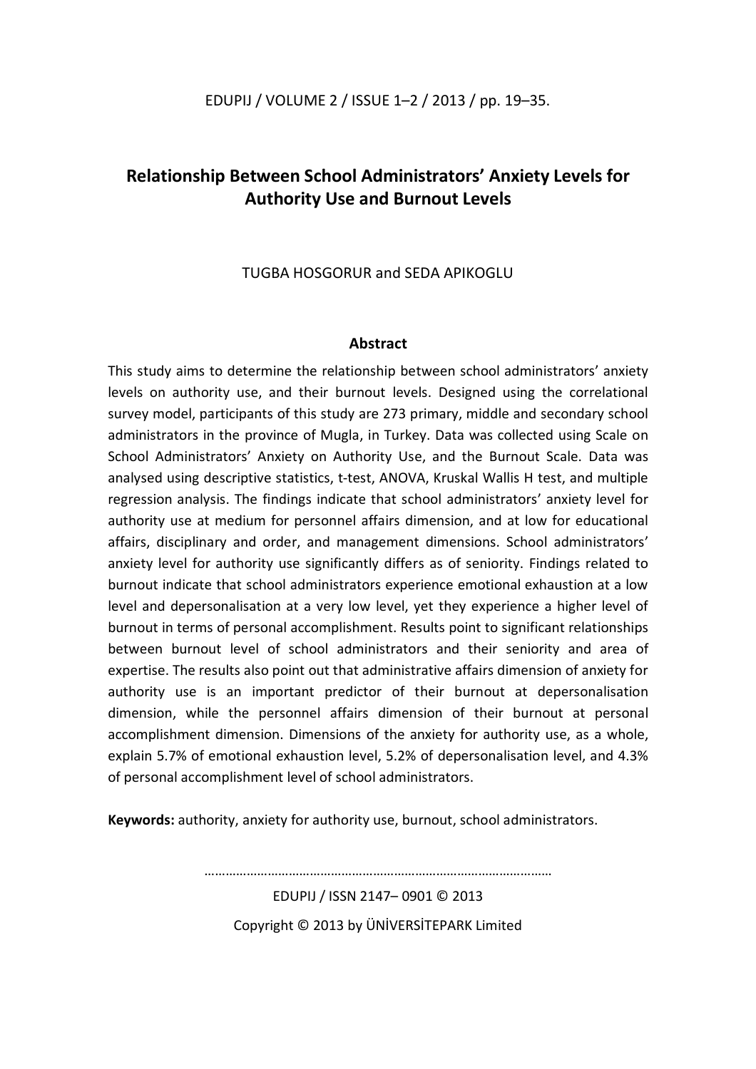# Relationship Between School Administrators' Anxiety Levels for Authority Use and Burnout Levels

TUGBA HOSGORUR and SEDA APIKOGLU

## Abstract

This study aims to determine the relationship between school administrators' anxiety levels on authority use, and their burnout levels. Designed using the correlational survey model, participants of this study are 273 primary, middle and secondary school administrators in the province of Mugla, in Turkey. Data was collected using Scale on School Administrators' Anxiety on Authority Use, and the Burnout Scale. Data was analysed using descriptive statistics, t-test, ANOVA, Kruskal Wallis H test, and multiple regression analysis. The findings indicate that school administrators' anxiety level for authority use at medium for personnel affairs dimension, and at low for educational affairs, disciplinary and order, and management dimensions. School administrators' anxiety level for authority use significantly differs as of seniority. Findings related to burnout indicate that school administrators experience emotional exhaustion at a low level and depersonalisation at a very low level, yet they experience a higher level of burnout in terms of personal accomplishment. Results point to significant relationships between burnout level of school administrators and their seniority and area of expertise. The results also point out that administrative affairs dimension of anxiety for authority use is an important predictor of their burnout at depersonalisation dimension, while the personnel affairs dimension of their burnout at personal accomplishment dimension. Dimensions of the anxiety for authority use, as a whole, explain 5.7% of emotional exhaustion level, 5.2% of depersonalisation level, and 4.3% of personal accomplishment level of school administrators.

**Keywords:** authority, anxiety for authority use, burnout, school administrators.

EDUPIJ / ISSN 2147– 0901 © 2013

Copyright © 2013 by ÜNİVERSİTEPARK Limited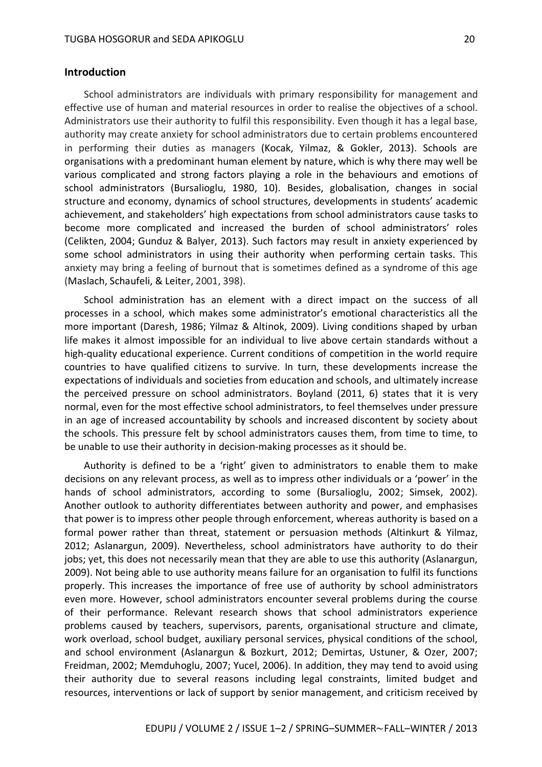## Introduction

School administrators are individuals with primary responsibility for management and effective use of human and material resources in order to realise the objectives of a school. Administrators use their authority to fulfil this responsibility. Even though it has a legal base, authority may create anxiety for school administrators due to certain problems encountered in performing their duties as managers (Kocak, Yilmaz, & Gokler, 2013). Schools are organisations with a predominant human element by nature, which is why there may well be various complicated and strong factors playing a role in the behaviours and emotions of school administrators (Bursalioglu, 1980, 10). Besides, globalisation, changes in social structure and economy, dynamics of school structures, developments in students' academic achievement, and stakeholders' high expectations from school administrators cause tasks to become more complicated and increased the burden of school administrators' roles (Celikten, 2004; Gunduz & Balyer, 2013). Such factors may result in anxiety experienced by some school administrators in using their authority when performing certain tasks. This anxiety may bring a feeling of burnout that is sometimes defined as a syndrome of this age (Maslach, Schaufeli, & Leiter, 2001, 398).

School administration has an element with a direct impact on the success of all processes in a school, which makes some administrator's emotional characteristics all the more important (Daresh, 1986; Yilmaz & Altinok, 2009). Living conditions shaped by urban life makes it almost impossible for an individual to live above certain standards without a high-quality educational experience. Current conditions of competition in the world require countries to have qualified citizens to survive. In turn, these developments increase the expectations of individuals and societies from education and schools, and ultimately increase the perceived pressure on school administrators. Boyland (2011, 6) states that it is very normal, even for the most effective school administrators, to feel themselves under pressure in an age of increased accountability by schools and increased discontent by society about the schools. This pressure felt by school administrators causes them, from time to time, to be unable to use their authority in decision-making processes as it should be.

Authority is defined to be a 'right' given to administrators to enable them to make decisions on any relevant process, as well as to impress other individuals or a 'power' in the hands of school administrators, according to some (Bursalioglu, 2002; Simsek, 2002). Another outlook to authority differentiates between authority and power, and emphasises that power is to impress other people through enforcement, whereas authority is based on a formal power rather than threat, statement or persuasion methods (Altinkurt & Yilmaz, 2012; Aslanargun, 2009). Nevertheless, school administrators have authority to do their jobs; yet, this does not necessarily mean that they are able to use this authority (Aslanargun, 2009). Not being able to use authority means failure for an organisation to fulfil its functions properly. This increases the importance of free use of authority by school administrators even more. However, school administrators encounter several problems during the course of their performance. Relevant research shows that school administrators experience problems caused by teachers, supervisors, parents, organisational structure and climate, work overload, school budget, auxiliary personal services, physical conditions of the school, and school environment (Aslanargun & Bozkurt, 2012; Demirtas, Ustuner, & Ozer, 2007; Freidman, 2002; Memduhoglu, 2007; Yucel, 2006). In addition, they may tend to avoid using their authority due to several reasons including legal constraints, limited budget and resources, interventions or lack of support by senior management, and criticism received by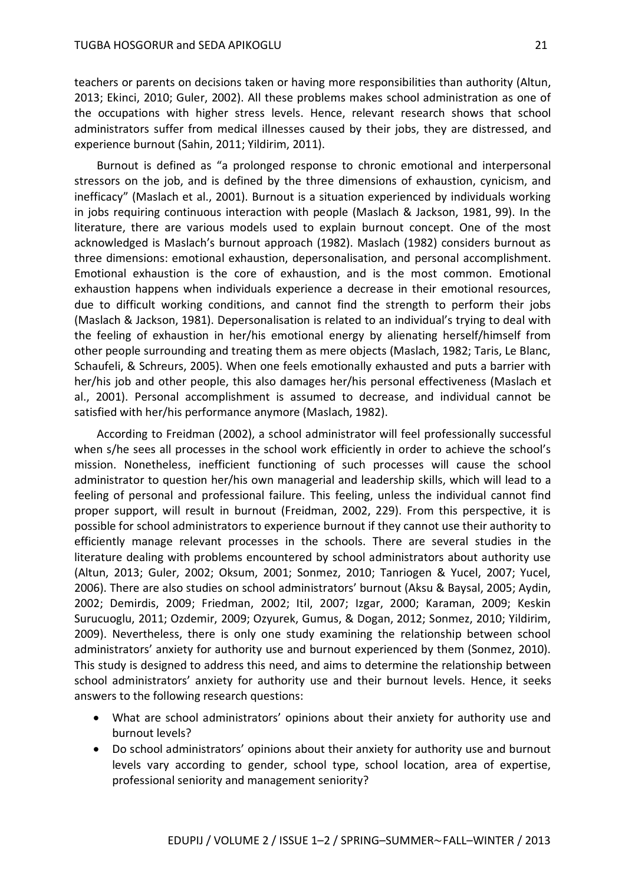teachers or parents on decisions taken or having more responsibilities than authority (Altun, 2013; Ekinci, 2010; Guler, 2002). All these problems makes school administration as one of the occupations with higher stress levels. Hence, relevant research shows that school administrators suffer from medical illnesses caused by their jobs, they are distressed, and experience burnout (Sahin, 2011; Yildirim, 2011).

Burnout is defined as "a prolonged response to chronic emotional and interpersonal stressors on the job, and is defined by the three dimensions of exhaustion, cynicism, and inefficacy" (Maslach et al., 2001). Burnout is a situation experienced by individuals working in jobs requiring continuous interaction with people (Maslach & Jackson, 1981, 99). In the literature, there are various models used to explain burnout concept. One of the most acknowledged is Maslach's burnout approach (1982). Maslach (1982) considers burnout as three dimensions: emotional exhaustion, depersonalisation, and personal accomplishment. Emotional exhaustion is the core of exhaustion, and is the most common. Emotional exhaustion happens when individuals experience a decrease in their emotional resources, due to difficult working conditions, and cannot find the strength to perform their jobs (Maslach & Jackson, 1981). Depersonalisation is related to an individual's trying to deal with the feeling of exhaustion in her/his emotional energy by alienating herself/himself from other people surrounding and treating them as mere objects (Maslach, 1982; Taris, Le Blanc, Schaufeli, & Schreurs, 2005). When one feels emotionally exhausted and puts a barrier with her/his job and other people, this also damages her/his personal effectiveness (Maslach et al., 2001). Personal accomplishment is assumed to decrease, and individual cannot be satisfied with her/his performance anymore (Maslach, 1982).

According to Freidman (2002), a school administrator will feel professionally successful when s/he sees all processes in the school work efficiently in order to achieve the school's mission. Nonetheless, inefficient functioning of such processes will cause the school administrator to question her/his own managerial and leadership skills, which will lead to a feeling of personal and professional failure. This feeling, unless the individual cannot find proper support, will result in burnout (Freidman, 2002, 229). From this perspective, it is possible for school administrators to experience burnout if they cannot use their authority to efficiently manage relevant processes in the schools. There are several studies in the literature dealing with problems encountered by school administrators about authority use (Altun, 2013; Guler, 2002; Oksum, 2001; Sonmez, 2010; Tanriogen & Yucel, 2007; Yucel, 2006). There are also studies on school administrators' burnout (Aksu & Baysal, 2005; Aydin, 2002; Demirdis, 2009; Friedman, 2002; Itil, 2007; Izgar, 2000; Karaman, 2009; Keskin Surucuoglu, 2011; Ozdemir, 2009; Ozyurek, Gumus, & Dogan, 2012; Sonmez, 2010; Yildirim, 2009). Nevertheless, there is only one study examining the relationship between school administrators' anxiety for authority use and burnout experienced by them (Sonmez, 2010). This study is designed to address this need, and aims to determine the relationship between school administrators' anxiety for authority use and their burnout levels. Hence, it seeks answers to the following research questions:

- What are school administrators' opinions about their anxiety for authority use and burnout levels?
- Do school administrators' opinions about their anxiety for authority use and burnout levels vary according to gender, school type, school location, area of expertise, professional seniority and management seniority?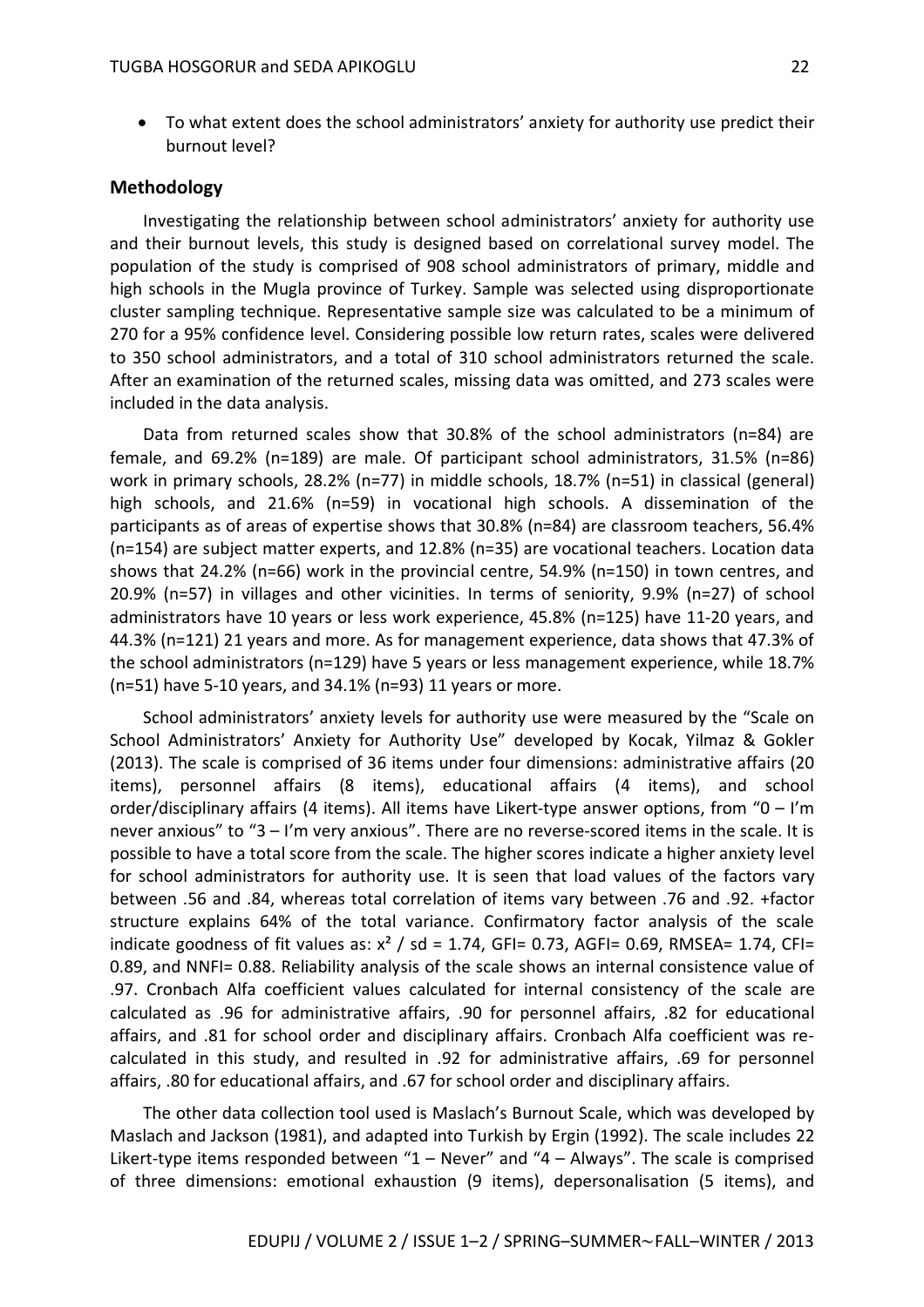- To what extent does the school administrators' anxiety for authority use predict their burnout level?

## Methodology

Investigating the relationship between school administrators' anxiety for authority use and their burnout levels, this study is designed based on correlational survey model. The population of the study is comprised of 908 school administrators of primary, middle and high schools in the Mugla province of Turkey. Sample was selected using disproportionate cluster sampling technique. Representative sample size was calculated to be a minimum of 270 for a 95% confidence level. Considering possible low return rates, scales were delivered to 350 school administrators, and a total of 310 school administrators returned the scale. After an examination of the returned scales, missing data was omitted, and 273 scales were included in the data analysis.

Data from returned scales show that 30.8% of the school administrators (n=84) are female, and 69.2% (n=189) are male. Of participant school administrators, 31.5% (n=86) work in primary schools, 28.2% (n=77) in middle schools, 18.7% (n=51) in classical (general) high schools, and 21.6% (n=59) in vocational high schools. A dissemination of the participants as of areas of expertise shows that 30.8% (n=84) are classroom teachers, 56.4% (n=154) are subject matter experts, and 12.8% (n=35) are vocational teachers. Location data shows that 24.2% (n=66) work in the provincial centre, 54.9% (n=150) in town centres, and 20.9% (n=57) in villages and other vicinities. In terms of seniority, 9.9% (n=27) of school administrators have 10 years or less work experience, 45.8% (n=125) have 11-20 years, and 44.3% (n=121) 21 years and more. As for management experience, data shows that 47.3% of the school administrators (n=129) have 5 years or less management experience, while 18.7% (n=51) have 5-10 years, and 34.1% (n=93) 11 years or more.

School administrators' anxiety levels for authority use were measured by the "Scale on School Administrators' Anxiety for Authority Use" developed by Kocak, Yilmaz & Gokler (2013). The scale is comprised of 36 items under four dimensions: administrative affairs (20 items), personnel affairs (8 items), educational affairs (4 items), and school order/disciplinary affairs (4 items). All items have Likert-type answer options, from "0 – I'm never anxious" to "3 – I'm very anxious". There are no reverse-scored items in the scale. It is possible to have a total score from the scale. The higher scores indicate a higher anxiety level for school administrators for authority use. It is seen that load values of the factors vary between .56 and .84, whereas total correlation of items vary between .76 and .92. +factor structure explains 64% of the total variance. Confirmatory factor analysis of the scale indicate goodness of fit values as: $x^2$ / sd = 1.74, GFI= 0.73, AGFI= 0.69, RMSEA= 1.74, CFI= 0.89, and NNFI= 0.88. Reliability analysis of the scale shows an internal consistence value of .97. Cronbach Alfa coefficient values calculated for internal consistency of the scale are calculated as .96 for administrative affairs, .90 for personnel affairs, .82 for educational affairs, and .81 for school order and disciplinary affairs. Cronbach Alfa coefficient was re-calculated in this study, and resulted in .92 for administrative affairs, .69 for personnel affairs, .80 for educational affairs, and .67 for school order and disciplinary affairs.

The other data collection tool used is Maslach's Burnout Scale, which was developed by Maslach and Jackson (1981), and adapted into Turkish by Ergin (1992). The scale includes 22 Likert-type items responded between "1 – Never" and "4 – Always". The scale is comprised of three dimensions: emotional exhaustion (9 items), depersonalisation (5 items), and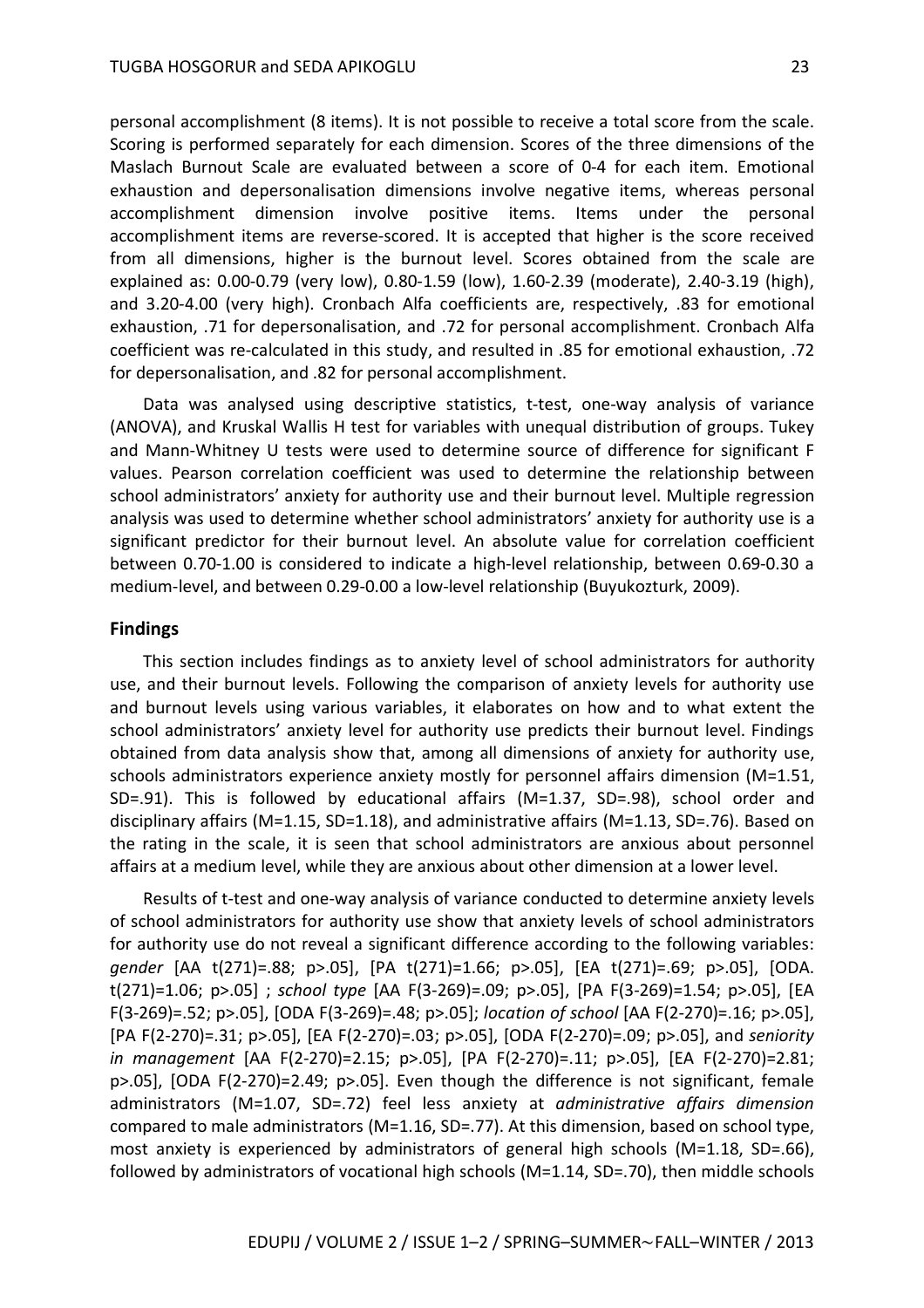personal accomplishment (8 items). It is not possible to receive a total score from the scale. Scoring is performed separately for each dimension. Scores of the three dimensions of the Maslach Burnout Scale are evaluated between a score of 0-4 for each item. Emotional exhaustion and depersonalisation dimensions involve negative items, whereas personal accomplishment dimension involve positive items. Items under the personal accomplishment items are reverse-scored. It is accepted that higher is the score received from all dimensions, higher is the burnout level. Scores obtained from the scale are explained as: 0.00-0.79 (very low), 0.80-1.59 (low), 1.60-2.39 (moderate), 2.40-3.19 (high), and 3.20-4.00 (very high). Cronbach Alfa coefficients are, respectively, .83 for emotional exhaustion, .71 for depersonalisation, and .72 for personal accomplishment. Cronbach Alfa coefficient was re-calculated in this study, and resulted in .85 for emotional exhaustion, .72 for depersonalisation, and .82 for personal accomplishment.

Data was analysed using descriptive statistics, t-test, one-way analysis of variance (ANOVA), and Kruskal Wallis H test for variables with unequal distribution of groups. Tukey and Mann-Whitney U tests were used to determine source of difference for significant F values. Pearson correlation coefficient was used to determine the relationship between school administrators' anxiety for authority use and their burnout level. Multiple regression analysis was used to determine whether school administrators' anxiety for authority use is a significant predictor for their burnout level. An absolute value for correlation coefficient between 0.70-1.00 is considered to indicate a high-level relationship, between 0.69-0.30 a medium-level, and between 0.29-0.00 a low-level relationship (Buyukozturk, 2009).

## Findings

This section includes findings as to anxiety level of school administrators for authority use, and their burnout levels. Following the comparison of anxiety levels for authority use and burnout levels using various variables, it elaborates on how and to what extent the school administrators' anxiety level for authority use predicts their burnout level. Findings obtained from data analysis show that, among all dimensions of anxiety for authority use, schools administrators experience anxiety mostly for personnel affairs dimension (M=1.51, SD=.91). This is followed by educational affairs (M=1.37, SD=.98), school order and disciplinary affairs (M=1.15, SD=1.18), and administrative affairs (M=1.13, SD=.76). Based on the rating in the scale, it is seen that school administrators are anxious about personnel affairs at a medium level, while they are anxious about other dimension at a lower level.

Results of t-test and one-way analysis of variance conducted to determine anxiety levels of school administrators for authority use show that anxiety levels of school administrators for authority use do not reveal a significant difference according to the following variables: *gender* [AA $t(271)=.88$; $p>.05$], [PA $t(271)=1.66$; $p>.05$], [EA $t(271)=.69$; $p>.05$], [ODA. $t(271)=1.06$; $p>.05$] ; *school type* [AA $F(3\text{-}269)=.09$; $p>.05$], [PA $F(3\text{-}269)=1.54$; $p>.05$], [EA $F(3\text{-}269)=.52$; $p>.05$], [ODA $F(3\text{-}269)=.48$; $p>.05$]; *location of school* [AA $F(2\text{-}270)=.16$; $p>.05$], [PA $F(2\text{-}270)=.31$; $p>.05$], [EA $F(2\text{-}270)=.03$; $p>.05$], [ODA $F(2\text{-}270)=.09$; $p>.05$], and *seniority in management* [AA $F(2\text{-}270)=2.15$; $p>.05$], [PA $F(2\text{-}270)=.11$; $p>.05$], [EA $F(2\text{-}270)=2.81$; $p>.05$], [ODA $F(2\text{-}270)=2.49$; $p>.05$]. Even though the difference is not significant, female administrators (M=1.07, SD=.72) feel less anxiety at *administrative affairs dimension* compared to male administrators (M=1.16, SD=.77). At this dimension, based on school type, most anxiety is experienced by administrators of general high schools (M=1.18, SD=.66), followed by administrators of vocational high schools (M=1.14, SD=.70), then middle schools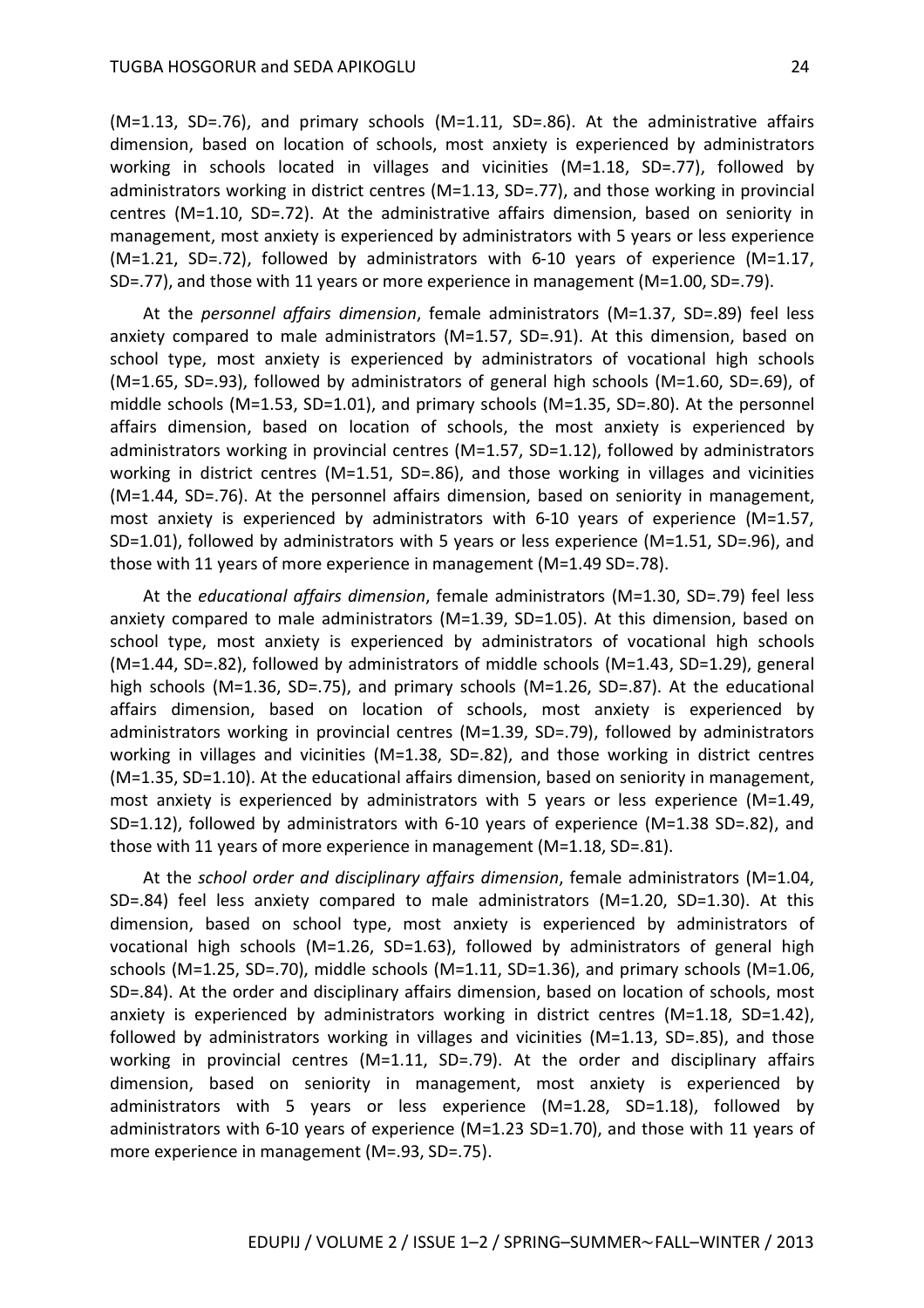(M=1.13, SD=.76), and primary schools (M=1.11, SD=.86). At the administrative affairs dimension, based on location of schools, most anxiety is experienced by administrators working in schools located in villages and vicinities (M=1.18, SD=.77), followed by administrators working in district centres (M=1.13, SD=.77), and those working in provincial centres (M=1.10, SD=.72). At the administrative affairs dimension, based on seniority in management, most anxiety is experienced by administrators with 5 years or less experience (M=1.21, SD=.72), followed by administrators with 6-10 years of experience (M=1.17, SD=.77), and those with 11 years or more experience in management (M=1.00, SD=.79).

At the *personnel affairs dimension*, female administrators (M=1.37, SD=.89) feel less anxiety compared to male administrators (M=1.57, SD=.91). At this dimension, based on school type, most anxiety is experienced by administrators of vocational high schools (M=1.65, SD=.93), followed by administrators of general high schools (M=1.60, SD=.69), of middle schools (M=1.53, SD=1.01), and primary schools (M=1.35, SD=.80). At the personnel affairs dimension, based on location of schools, the most anxiety is experienced by administrators working in provincial centres (M=1.57, SD=1.12), followed by administrators working in district centres (M=1.51, SD=.86), and those working in villages and vicinities (M=1.44, SD=.76). At the personnel affairs dimension, based on seniority in management, most anxiety is experienced by administrators with 6-10 years of experience (M=1.57, SD=1.01), followed by administrators with 5 years or less experience (M=1.51, SD=.96), and those with 11 years of more experience in management (M=1.49 SD=.78).

At the *educational affairs dimension*, female administrators (M=1.30, SD=.79) feel less anxiety compared to male administrators (M=1.39, SD=1.05). At this dimension, based on school type, most anxiety is experienced by administrators of vocational high schools (M=1.44, SD=.82), followed by administrators of middle schools (M=1.43, SD=1.29), general high schools (M=1.36, SD=.75), and primary schools (M=1.26, SD=.87). At the educational affairs dimension, based on location of schools, most anxiety is experienced by administrators working in provincial centres (M=1.39, SD=.79), followed by administrators working in villages and vicinities (M=1.38, SD=.82), and those working in district centres (M=1.35, SD=1.10). At the educational affairs dimension, based on seniority in management, most anxiety is experienced by administrators with 5 years or less experience (M=1.49, SD=1.12), followed by administrators with 6-10 years of experience (M=1.38 SD=.82), and those with 11 years of more experience in management (M=1.18, SD=.81).

At the *school order and disciplinary affairs dimension*, female administrators (M=1.04, SD=.84) feel less anxiety compared to male administrators (M=1.20, SD=1.30). At this dimension, based on school type, most anxiety is experienced by administrators of vocational high schools (M=1.26, SD=1.63), followed by administrators of general high schools (M=1.25, SD=.70), middle schools (M=1.11, SD=1.36), and primary schools (M=1.06, SD=.84). At the order and disciplinary affairs dimension, based on location of schools, most anxiety is experienced by administrators working in district centres (M=1.18, SD=1.42), followed by administrators working in villages and vicinities (M=1.13, SD=.85), and those working in provincial centres (M=1.11, SD=.79). At the order and disciplinary affairs dimension, based on seniority in management, most anxiety is experienced by administrators with 5 years or less experience (M=1.28, SD=1.18), followed by administrators with 6-10 years of experience (M=1.23 SD=1.70), and those with 11 years of more experience in management (M=.93, SD=.75).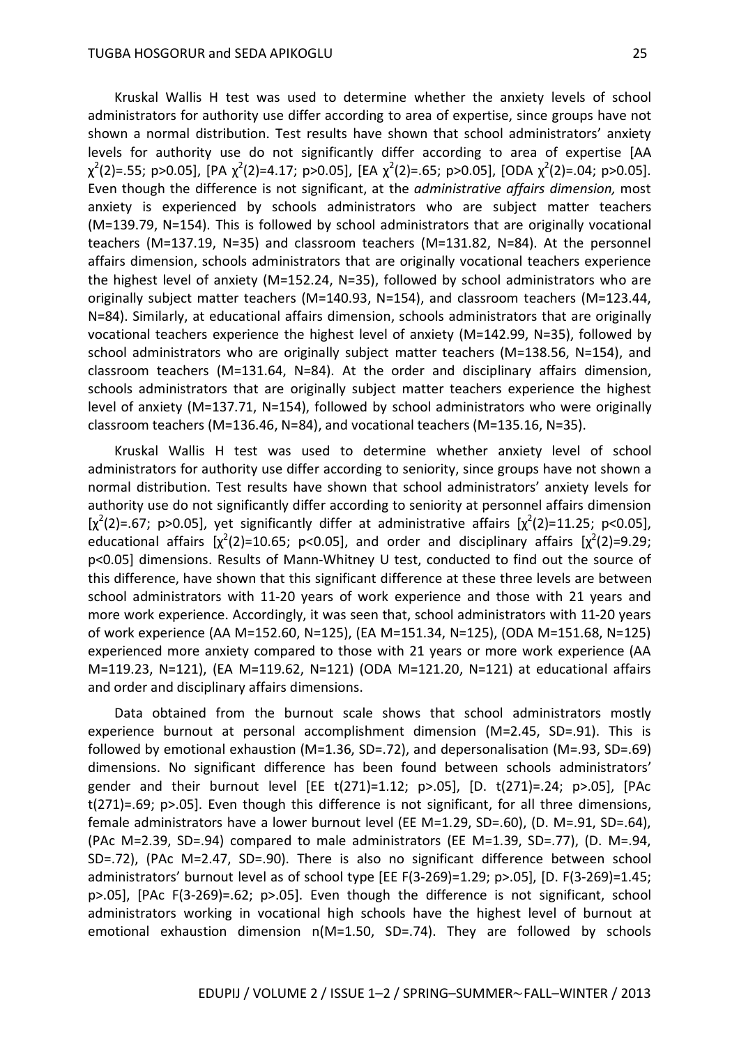Kruskal Wallis H test was used to determine whether the anxiety levels of school administrators for authority use differ according to area of expertise, since groups have not shown a normal distribution. Test results have shown that school administrators' anxiety levels for authority use do not significantly differ according to area of expertise [AA $\chi^2(2)=.55$; $p>0.05$], [PA $\chi^2(2)=4.17$; $p>0.05$], [EA $\chi^2(2)=.65$; $p>0.05$], [ODA $\chi^2(2)=.04$; $p>0.05$]. Even though the difference is not significant, at the *administrative affairs dimension,* most anxiety is experienced by schools administrators who are subject matter teachers (M=139.79, N=154). This is followed by school administrators that are originally vocational teachers (M=137.19, N=35) and classroom teachers (M=131.82, N=84). At the personnel affairs dimension, schools administrators that are originally vocational teachers experience the highest level of anxiety (M=152.24, N=35), followed by school administrators who are originally subject matter teachers (M=140.93, N=154), and classroom teachers (M=123.44, N=84). Similarly, at educational affairs dimension, schools administrators that are originally vocational teachers experience the highest level of anxiety (M=142.99, N=35), followed by school administrators who are originally subject matter teachers (M=138.56, N=154), and classroom teachers (M=131.64, N=84). At the order and disciplinary affairs dimension, schools administrators that are originally subject matter teachers experience the highest level of anxiety (M=137.71, N=154), followed by school administrators who were originally classroom teachers (M=136.46, N=84), and vocational teachers (M=135.16, N=35).

Kruskal Wallis H test was used to determine whether anxiety level of school administrators for authority use differ according to seniority, since groups have not shown a normal distribution. Test results have shown that school administrators' anxiety levels for authority use do not significantly differ according to seniority at personnel affairs dimension [$\chi^2(2)=.67$; $p>0.05$], yet significantly differ at administrative affairs [$\chi^2(2)=11.25$; $p<0.05$], educational affairs [$\chi^2(2)=10.65$; $p<0.05$], and order and disciplinary affairs [$\chi^2(2)=9.29$; $p<0.05$] dimensions. Results of Mann-Whitney U test, conducted to find out the source of this difference, have shown that this significant difference at these three levels are between school administrators with 11-20 years of work experience and those with 21 years and more work experience. Accordingly, it was seen that, school administrators with 11-20 years of work experience (AA M=152.60, N=125), (EA M=151.34, N=125), (ODA M=151.68, N=125) experienced more anxiety compared to those with 21 years or more work experience (AA M=119.23, N=121), (EA M=119.62, N=121) (ODA M=121.20, N=121) at educational affairs and order and disciplinary affairs dimensions.

Data obtained from the burnout scale shows that school administrators mostly experience burnout at personal accomplishment dimension (M=2.45, SD=.91). This is followed by emotional exhaustion (M=1.36, SD=.72), and depersonalisation (M=.93, SD=.69) dimensions. No significant difference has been found between schools administrators' gender and their burnout level [EE $t(271)=1.12$; $p>.05$], [D. $t(271)=.24$; $p>.05$], [PAc $t(271)=.69$; $p>.05$]. Even though this difference is not significant, for all three dimensions, female administrators have a lower burnout level (EE M=1.29, SD=.60), (D. M=.91, SD=.64), (PAc M=2.39, SD=.94) compared to male administrators (EE M=1.39, SD=.77), (D. M=.94, SD=.72), (PAc M=2.47, SD=.90). There is also no significant difference between school administrators' burnout level as of school type [EE $F(3\text{-}269)=1.29$; $p>.05$], [D. $F(3\text{-}269)=1.45$; $p>.05$], [PAc $F(3\text{-}269)=.62$; $p>.05$]. Even though the difference is not significant, school administrators working in vocational high schools have the highest level of burnout at emotional exhaustion dimension n(M=1.50, SD=.74). They are followed by schools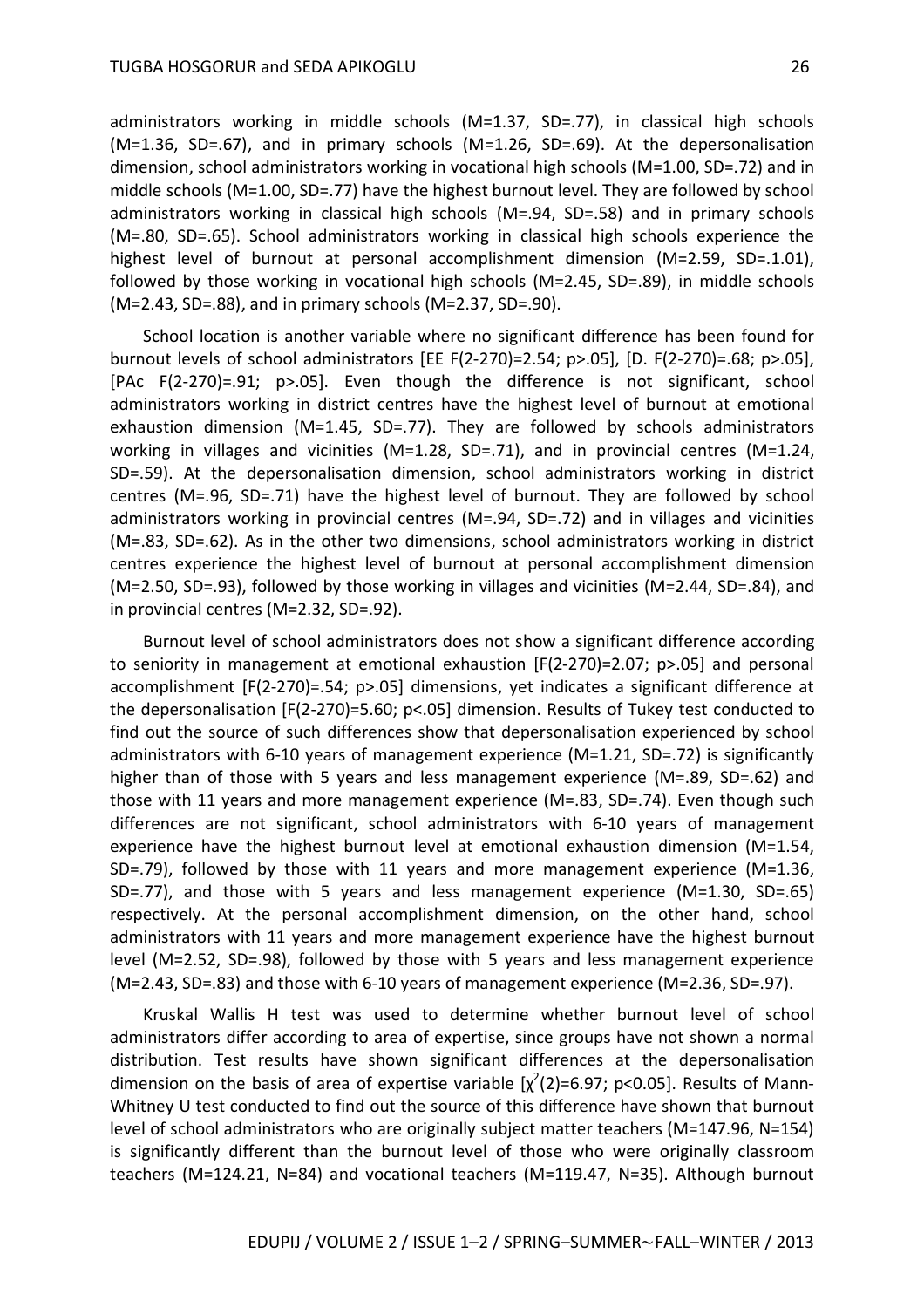administrators working in middle schools (M=1.37, SD=.77), in classical high schools (M=1.36, SD=.67), and in primary schools (M=1.26, SD=.69). At the depersonalisation dimension, school administrators working in vocational high schools (M=1.00, SD=.72) and in middle schools (M=1.00, SD=.77) have the highest burnout level. They are followed by school administrators working in classical high schools (M=.94, SD=.58) and in primary schools (M=.80, SD=.65). School administrators working in classical high schools experience the highest level of burnout at personal accomplishment dimension (M=2.59, SD=.1.01), followed by those working in vocational high schools (M=2.45, SD=.89), in middle schools (M=2.43, SD=.88), and in primary schools (M=2.37, SD=.90).

School location is another variable where no significant difference has been found for burnout levels of school administrators [EE $F(2\text{-}270)=2.54$; $p>.05$], [D. $F(2\text{-}270)=.68$; $p>.05$], [PAc $F(2\text{-}270)=.91$; $p>.05$]. Even though the difference is not significant, school administrators working in district centres have the highest level of burnout at emotional exhaustion dimension (M=1.45, SD=.77). They are followed by schools administrators working in villages and vicinities (M=1.28, SD=.71), and in provincial centres (M=1.24, SD=.59). At the depersonalisation dimension, school administrators working in district centres (M=.96, SD=.71) have the highest level of burnout. They are followed by school administrators working in provincial centres (M=.94, SD=.72) and in villages and vicinities (M=.83, SD=.62). As in the other two dimensions, school administrators working in district centres experience the highest level of burnout at personal accomplishment dimension (M=2.50, SD=.93), followed by those working in villages and vicinities (M=2.44, SD=.84), and in provincial centres (M=2.32, SD=.92).

Burnout level of school administrators does not show a significant difference according to seniority in management at emotional exhaustion [$F(2\text{-}270)=2.07$; $p>.05$] and personal accomplishment [$F(2\text{-}270)=.54$; $p>.05$] dimensions, yet indicates a significant difference at the depersonalisation [$F(2\text{-}270)=5.60$; $p<.05$] dimension. Results of Tukey test conducted to find out the source of such differences show that depersonalisation experienced by school administrators with 6-10 years of management experience (M=1.21, SD=.72) is significantly higher than of those with 5 years and less management experience (M=.89, SD=.62) and those with 11 years and more management experience (M=.83, SD=.74). Even though such differences are not significant, school administrators with 6-10 years of management experience have the highest burnout level at emotional exhaustion dimension (M=1.54, SD=.79), followed by those with 11 years and more management experience (M=1.36, SD=.77), and those with 5 years and less management experience (M=1.30, SD=.65) respectively. At the personal accomplishment dimension, on the other hand, school administrators with 11 years and more management experience have the highest burnout level (M=2.52, SD=.98), followed by those with 5 years and less management experience (M=2.43, SD=.83) and those with 6-10 years of management experience (M=2.36, SD=.97).

Kruskal Wallis H test was used to determine whether burnout level of school administrators differ according to area of expertise, since groups have not shown a normal distribution. Test results have shown significant differences at the depersonalisation dimension on the basis of area of expertise variable [$\chi^2(2)=6.97$; $p<0.05$]. Results of Mann-Whitney U test conducted to find out the source of this difference have shown that burnout level of school administrators who are originally subject matter teachers (M=147.96, N=154) is significantly different than the burnout level of those who were originally classroom teachers (M=124.21, N=84) and vocational teachers (M=119.47, N=35). Although burnout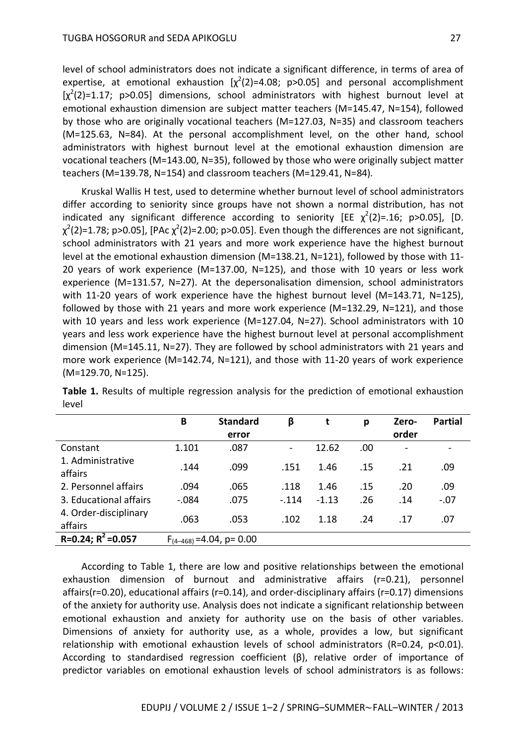level of school administrators does not indicate a significant difference, in terms of area of expertise, at emotional exhaustion [$\chi^2(2)$=4.08; p>0.05] and personal accomplishment [$\chi^2(2)$=1.17; p>0.05] dimensions, school administrators with highest burnout level at emotional exhaustion dimension are subject matter teachers (M=145.47, N=154), followed by those who are originally vocational teachers (M=127.03, N=35) and classroom teachers (M=125.63, N=84). At the personal accomplishment level, on the other hand, school administrators with highest burnout level at the emotional exhaustion dimension are vocational teachers (M=143.00, N=35), followed by those who were originally subject matter teachers (M=139.78, N=154) and classroom teachers (M=129.41, N=84).

Kruskal Wallis H test, used to determine whether burnout level of school administrators differ according to seniority since groups have not shown a normal distribution, has not indicated any significant difference according to seniority [EE $\chi^2(2)$=.16; p>0.05], [D. $\chi^2(2)$=1.78; p>0.05], [PAc $\chi^2(2)$=2.00; p>0.05]. Even though the differences are not significant, school administrators with 21 years and more work experience have the highest burnout level at the emotional exhaustion dimension (M=138.21, N=121), followed by those with 11-20 years of work experience (M=137.00, N=125), and those with 10 years or less work experience (M=131.57, N=27). At the depersonalisation dimension, school administrators with 11-20 years of work experience have the highest burnout level (M=143.71, N=125), followed by those with 21 years and more work experience (M=132.29, N=121), and those with 10 years and less work experience (M=127.04, N=27). School administrators with 10 years and less work experience have the highest burnout level at personal accomplishment dimension (M=145.11, N=27). They are followed by school administrators with 21 years and more work experience (M=142.74, N=121), and those with 11-20 years of work experience (M=129.70, N=125).

**Table 1.** Results of multiple regression analysis for the prediction of emotional exhaustion level

| | B | Standard error | β | t | p | Zero-order | Partial |
|---|---|---|---|---|---|---|---|
| Constant | 1.101 | .087 | - | 12.62 | .00 | - | - |
| 1. Administrative affairs | .144 | .099 | .151 | 1.46 | .15 | .21 | .09 |
| 2. Personnel affairs | .094 | .065 | .118 | 1.46 | .15 | .20 | .09 |
| 3. Educational affairs | -.084 | .075 | -.114 | -1.13 | .26 | .14 | -.07 |
| 4. Order-disciplinary affairs | .063 | .053 | .102 | 1.18 | .24 | .17 | .07 |
| **R=0.24; $R^2$=0.057** | $F_{(4-468)}$=4.04, p= 0.00 | | | | | | |

According to Table 1, there are low and positive relationships between the emotional exhaustion dimension of burnout and administrative affairs (r=0.21), personnel affairs(r=0.20), educational affairs (r=0.14), and order-disciplinary affairs (r=0.17) dimensions of the anxiety for authority use. Analysis does not indicate a significant relationship between emotional exhaustion and anxiety for authority use on the basis of other variables. Dimensions of anxiety for authority use, as a whole, provides a low, but significant relationship with emotional exhaustion levels of school administrators (R=0.24, p<0.01). According to standardised regression coefficient (β), relative order of importance of predictor variables on emotional exhaustion levels of school administrators is as follows: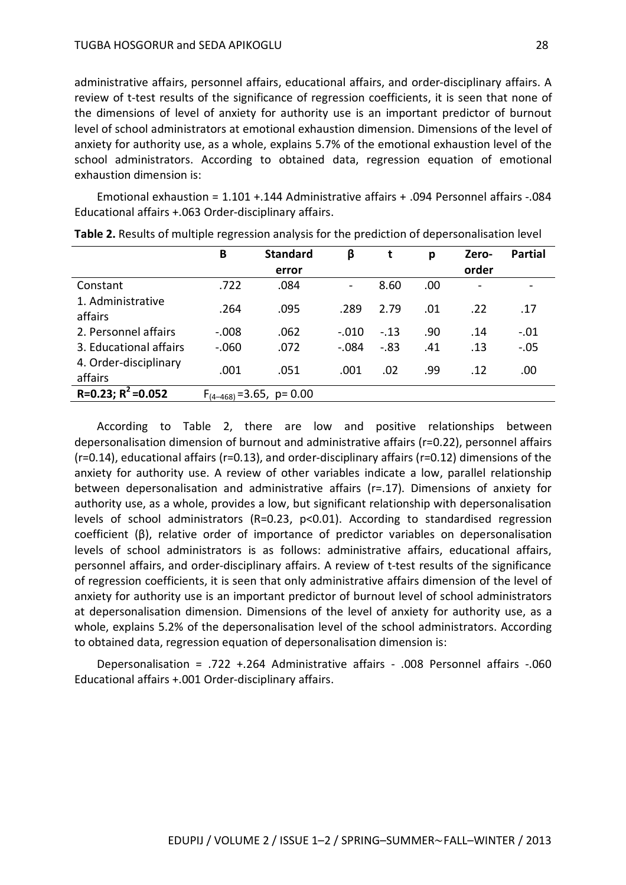administrative affairs, personnel affairs, educational affairs, and order-disciplinary affairs. A review of t-test results of the significance of regression coefficients, it is seen that none of the dimensions of level of anxiety for authority use is an important predictor of burnout level of school administrators at emotional exhaustion dimension. Dimensions of the level of anxiety for authority use, as a whole, explains 5.7% of the emotional exhaustion level of the school administrators. According to obtained data, regression equation of emotional exhaustion dimension is:

Emotional exhaustion = 1.101 +.144 Administrative affairs + .094 Personnel affairs -.084 Educational affairs +.063 Order-disciplinary affairs.

**Table 2.** Results of multiple regression analysis for the prediction of depersonalisation level

| | B | Standard error | β | t | p | Zero-order | Partial |
|---|---|---|---|---|---|---|---|
| Constant | .722 | .084 | - | 8.60 | .00 | - | - |
| 1. Administrative affairs | .264 | .095 | .289 | 2.79 | .01 | .22 | .17 |
| 2. Personnel affairs | -.008 | .062 | -.010 | -.13 | .90 | .14 | -.01 |
| 3. Educational affairs | -.060 | .072 | -.084 | -.83 | .41 | .13 | -.05 |
| 4. Order-disciplinary affairs | .001 | .051 | .001 | .02 | .99 | .12 | .00 |
| **R=0.23; $R^2$=0.052** | $F_{(4-468)}$=3.65, p= 0.00 | | | | | | |

According to Table 2, there are low and positive relationships between depersonalisation dimension of burnout and administrative affairs (r=0.22), personnel affairs (r=0.14), educational affairs (r=0.13), and order-disciplinary affairs (r=0.12) dimensions of the anxiety for authority use. A review of other variables indicate a low, parallel relationship between depersonalisation and administrative affairs (r=.17). Dimensions of anxiety for authority use, as a whole, provides a low, but significant relationship with depersonalisation levels of school administrators (R=0.23, $p<0.01$). According to standardised regression coefficient (β), relative order of importance of predictor variables on depersonalisation levels of school administrators is as follows: administrative affairs, educational affairs, personnel affairs, and order-disciplinary affairs. A review of t-test results of the significance of regression coefficients, it is seen that only administrative affairs dimension of the level of anxiety for authority use is an important predictor of burnout level of school administrators at depersonalisation dimension. Dimensions of the level of anxiety for authority use, as a whole, explains 5.2% of the depersonalisation level of the school administrators. According to obtained data, regression equation of depersonalisation dimension is:

Depersonalisation = .722 +.264 Administrative affairs - .008 Personnel affairs -.060 Educational affairs +.001 Order-disciplinary affairs.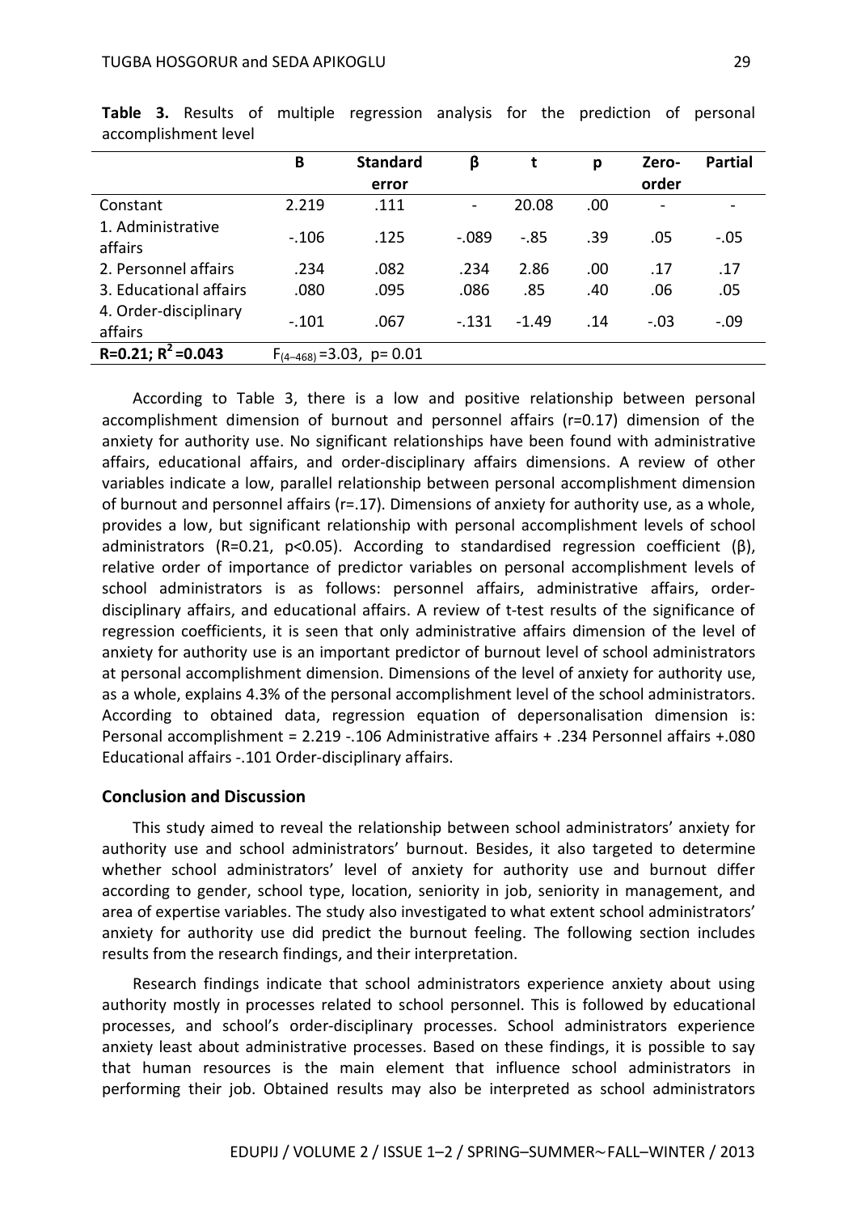**Table 3.** Results of multiple regression analysis for the prediction of personal accomplishment level

| | B | Standard error | β | t | p | Zero-order | Partial |
|---|---|---|---|---|---|---|---|
| Constant | 2.219 | .111 | - | 20.08 | .00 | - | - |
| 1. Administrative affairs | -.106 | .125 | -.089 | -.85 | .39 | .05 | -.05 |
| 2. Personnel affairs | .234 | .082 | .234 | 2.86 | .00 | .17 | .17 |
| 3. Educational affairs | .080 | .095 | .086 | .85 | .40 | .06 | .05 |
| 4. Order-disciplinary affairs | -.101 | .067 | -.131 | -1.49 | .14 | -.03 | -.09 |
| **R=0.21; $R^2$=0.043** | $F_{(4\text{–}468)}$ =3.03, p= 0.01 | | | | | | |

According to Table 3, there is a low and positive relationship between personal accomplishment dimension of burnout and personnel affairs (r=0.17) dimension of the anxiety for authority use. No significant relationships have been found with administrative affairs, educational affairs, and order-disciplinary affairs dimensions. A review of other variables indicate a low, parallel relationship between personal accomplishment dimension of burnout and personnel affairs (r=.17). Dimensions of anxiety for authority use, as a whole, provides a low, but significant relationship with personal accomplishment levels of school administrators (R=0.21, p<0.05). According to standardised regression coefficient (β), relative order of importance of predictor variables on personal accomplishment levels of school administrators is as follows: personnel affairs, administrative affairs, order-disciplinary affairs, and educational affairs. A review of t-test results of the significance of regression coefficients, it is seen that only administrative affairs dimension of the level of anxiety for authority use is an important predictor of burnout level of school administrators at personal accomplishment dimension. Dimensions of the level of anxiety for authority use, as a whole, explains 4.3% of the personal accomplishment level of the school administrators. According to obtained data, regression equation of depersonalisation dimension is: Personal accomplishment = 2.219 -.106 Administrative affairs + .234 Personnel affairs +.080 Educational affairs -.101 Order-disciplinary affairs.

## Conclusion and Discussion

This study aimed to reveal the relationship between school administrators' anxiety for authority use and school administrators' burnout. Besides, it also targeted to determine whether school administrators' level of anxiety for authority use and burnout differ according to gender, school type, location, seniority in job, seniority in management, and area of expertise variables. The study also investigated to what extent school administrators' anxiety for authority use did predict the burnout feeling. The following section includes results from the research findings, and their interpretation.

Research findings indicate that school administrators experience anxiety about using authority mostly in processes related to school personnel. This is followed by educational processes, and school's order-disciplinary processes. School administrators experience anxiety least about administrative processes. Based on these findings, it is possible to say that human resources is the main element that influence school administrators in performing their job. Obtained results may also be interpreted as school administrators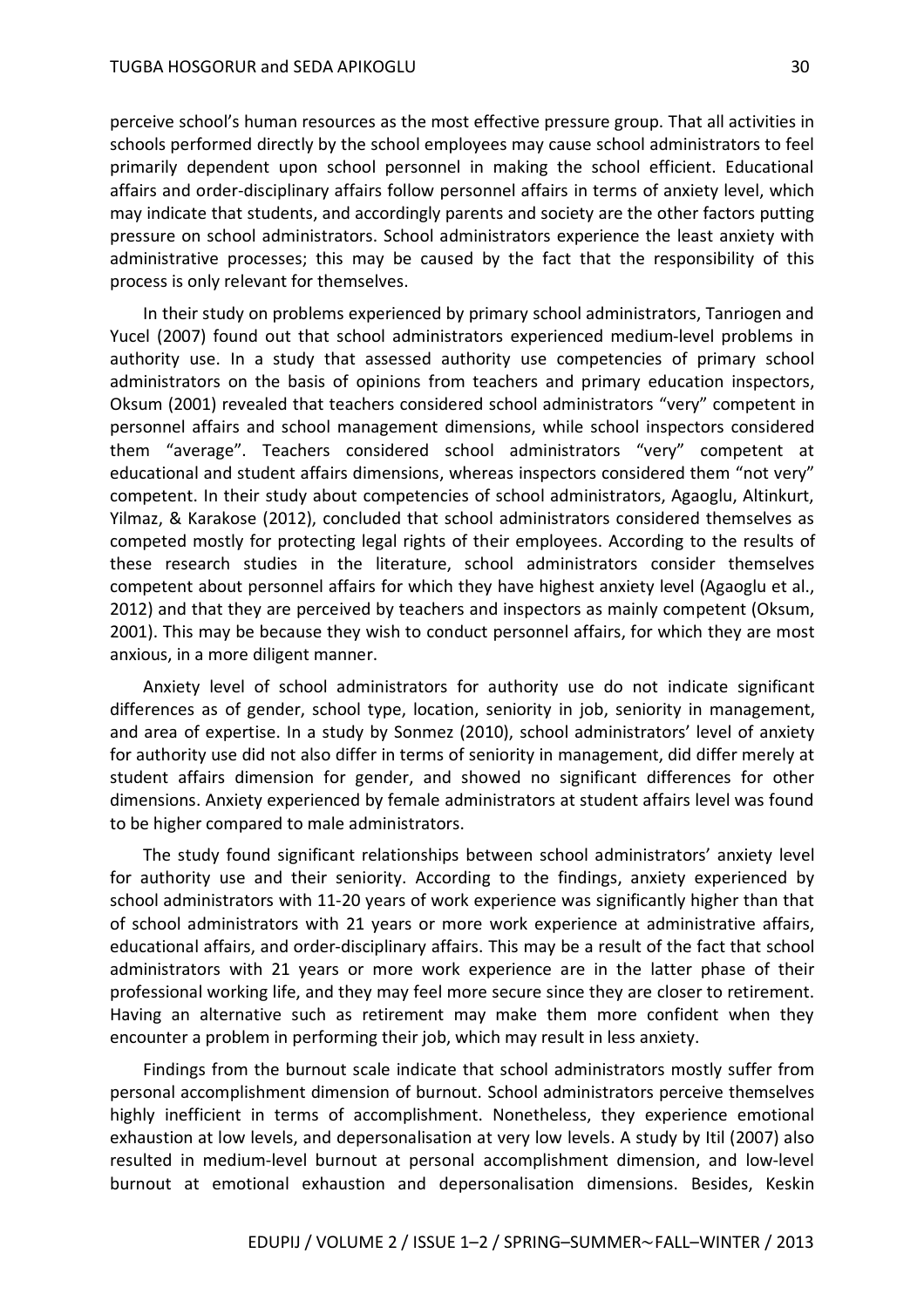perceive school's human resources as the most effective pressure group. That all activities in schools performed directly by the school employees may cause school administrators to feel primarily dependent upon school personnel in making the school efficient. Educational affairs and order-disciplinary affairs follow personnel affairs in terms of anxiety level, which may indicate that students, and accordingly parents and society are the other factors putting pressure on school administrators. School administrators experience the least anxiety with administrative processes; this may be caused by the fact that the responsibility of this process is only relevant for themselves.

In their study on problems experienced by primary school administrators, Tanriogen and Yucel (2007) found out that school administrators experienced medium-level problems in authority use. In a study that assessed authority use competencies of primary school administrators on the basis of opinions from teachers and primary education inspectors, Oksum (2001) revealed that teachers considered school administrators "very" competent in personnel affairs and school management dimensions, while school inspectors considered them "average". Teachers considered school administrators "very" competent at educational and student affairs dimensions, whereas inspectors considered them "not very" competent. In their study about competencies of school administrators, Agaoglu, Altinkurt, Yilmaz, & Karakose (2012), concluded that school administrators considered themselves as competed mostly for protecting legal rights of their employees. According to the results of these research studies in the literature, school administrators consider themselves competent about personnel affairs for which they have highest anxiety level (Agaoglu et al., 2012) and that they are perceived by teachers and inspectors as mainly competent (Oksum, 2001). This may be because they wish to conduct personnel affairs, for which they are most anxious, in a more diligent manner.

Anxiety level of school administrators for authority use do not indicate significant differences as of gender, school type, location, seniority in job, seniority in management, and area of expertise. In a study by Sonmez (2010), school administrators' level of anxiety for authority use did not also differ in terms of seniority in management, did differ merely at student affairs dimension for gender, and showed no significant differences for other dimensions. Anxiety experienced by female administrators at student affairs level was found to be higher compared to male administrators.

The study found significant relationships between school administrators' anxiety level for authority use and their seniority. According to the findings, anxiety experienced by school administrators with 11-20 years of work experience was significantly higher than that of school administrators with 21 years or more work experience at administrative affairs, educational affairs, and order-disciplinary affairs. This may be a result of the fact that school administrators with 21 years or more work experience are in the latter phase of their professional working life, and they may feel more secure since they are closer to retirement. Having an alternative such as retirement may make them more confident when they encounter a problem in performing their job, which may result in less anxiety.

Findings from the burnout scale indicate that school administrators mostly suffer from personal accomplishment dimension of burnout. School administrators perceive themselves highly inefficient in terms of accomplishment. Nonetheless, they experience emotional exhaustion at low levels, and depersonalisation at very low levels. A study by Itil (2007) also resulted in medium-level burnout at personal accomplishment dimension, and low-level burnout at emotional exhaustion and depersonalisation dimensions. Besides, Keskin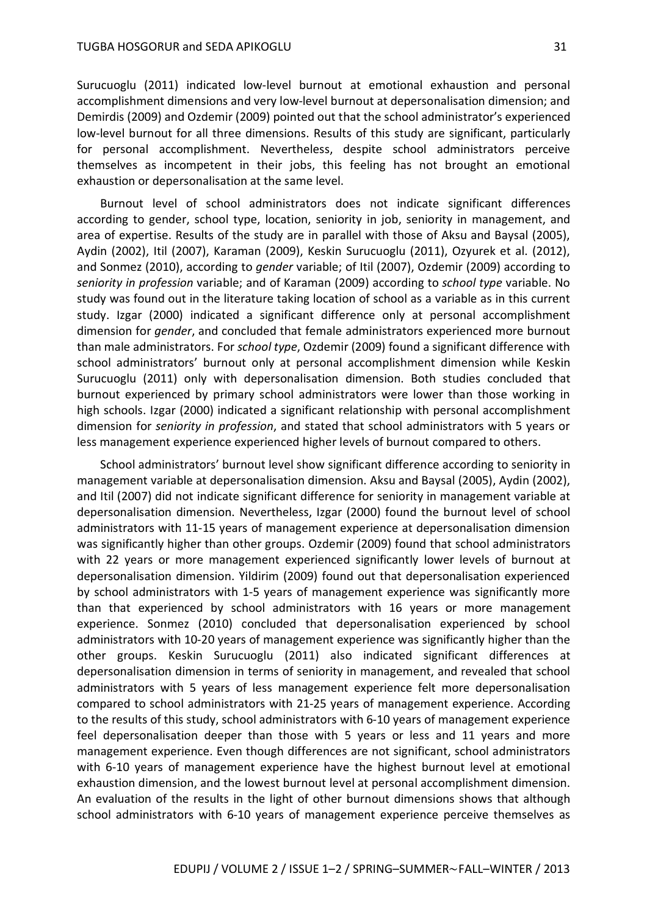Surucuoglu (2011) indicated low-level burnout at emotional exhaustion and personal accomplishment dimensions and very low-level burnout at depersonalisation dimension; and Demirdis (2009) and Ozdemir (2009) pointed out that the school administrator's experienced low-level burnout for all three dimensions. Results of this study are significant, particularly for personal accomplishment. Nevertheless, despite school administrators perceive themselves as incompetent in their jobs, this feeling has not brought an emotional exhaustion or depersonalisation at the same level.

Burnout level of school administrators does not indicate significant differences according to gender, school type, location, seniority in job, seniority in management, and area of expertise. Results of the study are in parallel with those of Aksu and Baysal (2005), Aydin (2002), Itil (2007), Karaman (2009), Keskin Surucuoglu (2011), Ozyurek et al. (2012), and Sonmez (2010), according to *gender* variable; of Itil (2007), Ozdemir (2009) according to *seniority in profession* variable; and of Karaman (2009) according to *school type* variable. No study was found out in the literature taking location of school as a variable as in this current study. Izgar (2000) indicated a significant difference only at personal accomplishment dimension for *gender*, and concluded that female administrators experienced more burnout than male administrators. For *school type*, Ozdemir (2009) found a significant difference with school administrators' burnout only at personal accomplishment dimension while Keskin Surucuoglu (2011) only with depersonalisation dimension. Both studies concluded that burnout experienced by primary school administrators were lower than those working in high schools. Izgar (2000) indicated a significant relationship with personal accomplishment dimension for *seniority in profession*, and stated that school administrators with 5 years or less management experience experienced higher levels of burnout compared to others.

School administrators' burnout level show significant difference according to seniority in management variable at depersonalisation dimension. Aksu and Baysal (2005), Aydin (2002), and Itil (2007) did not indicate significant difference for seniority in management variable at depersonalisation dimension. Nevertheless, Izgar (2000) found the burnout level of school administrators with 11-15 years of management experience at depersonalisation dimension was significantly higher than other groups. Ozdemir (2009) found that school administrators with 22 years or more management experienced significantly lower levels of burnout at depersonalisation dimension. Yildirim (2009) found out that depersonalisation experienced by school administrators with 1-5 years of management experience was significantly more than that experienced by school administrators with 16 years or more management experience. Sonmez (2010) concluded that depersonalisation experienced by school administrators with 10-20 years of management experience was significantly higher than the other groups. Keskin Surucuoglu (2011) also indicated significant differences at depersonalisation dimension in terms of seniority in management, and revealed that school administrators with 5 years of less management experience felt more depersonalisation compared to school administrators with 21-25 years of management experience. According to the results of this study, school administrators with 6-10 years of management experience feel depersonalisation deeper than those with 5 years or less and 11 years and more management experience. Even though differences are not significant, school administrators with 6-10 years of management experience have the highest burnout level at emotional exhaustion dimension, and the lowest burnout level at personal accomplishment dimension. An evaluation of the results in the light of other burnout dimensions shows that although school administrators with 6-10 years of management experience perceive themselves as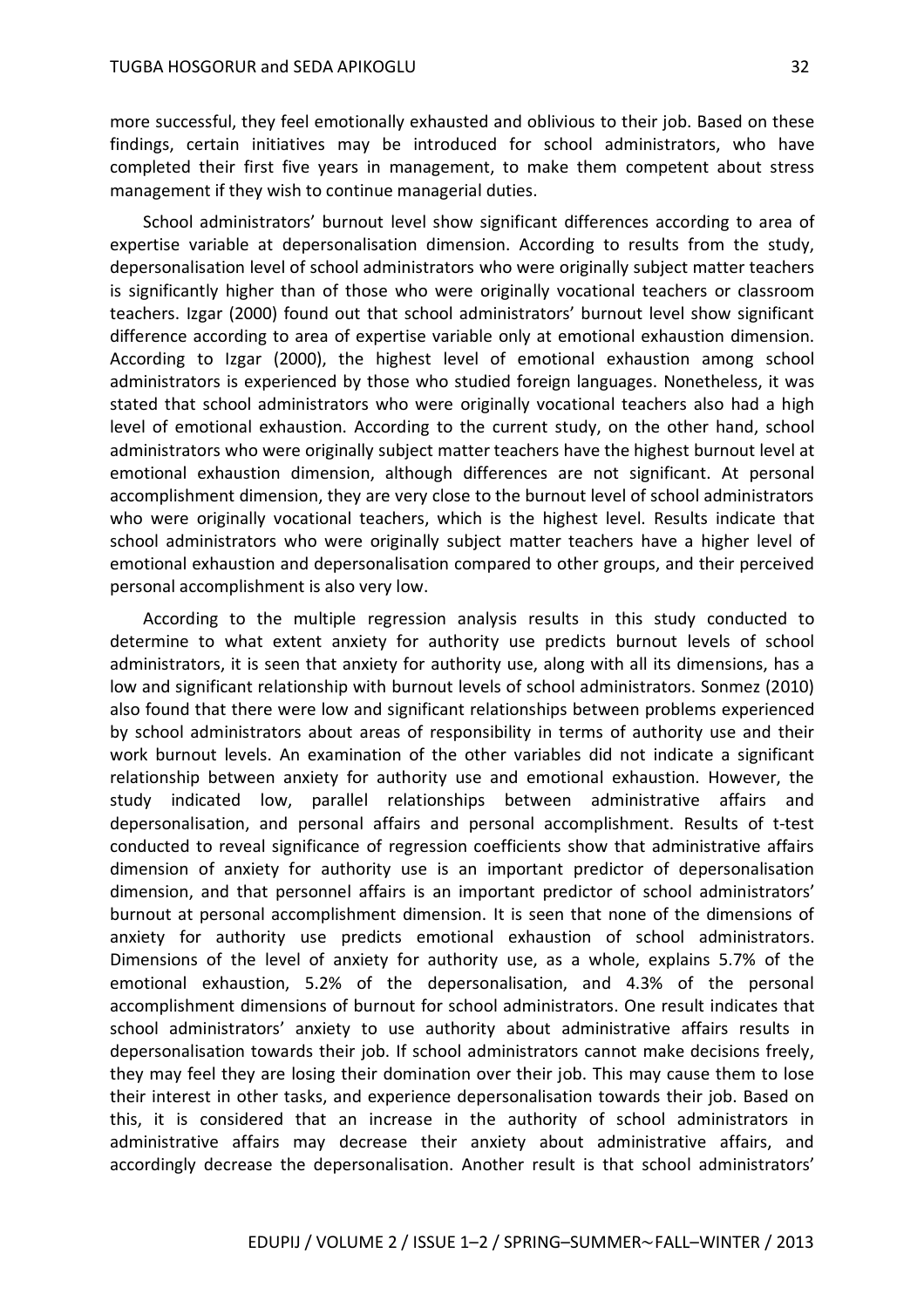more successful, they feel emotionally exhausted and oblivious to their job. Based on these findings, certain initiatives may be introduced for school administrators, who have completed their first five years in management, to make them competent about stress management if they wish to continue managerial duties.

School administrators' burnout level show significant differences according to area of expertise variable at depersonalisation dimension. According to results from the study, depersonalisation level of school administrators who were originally subject matter teachers is significantly higher than of those who were originally vocational teachers or classroom teachers. Izgar (2000) found out that school administrators' burnout level show significant difference according to area of expertise variable only at emotional exhaustion dimension. According to Izgar (2000), the highest level of emotional exhaustion among school administrators is experienced by those who studied foreign languages. Nonetheless, it was stated that school administrators who were originally vocational teachers also had a high level of emotional exhaustion. According to the current study, on the other hand, school administrators who were originally subject matter teachers have the highest burnout level at emotional exhaustion dimension, although differences are not significant. At personal accomplishment dimension, they are very close to the burnout level of school administrators who were originally vocational teachers, which is the highest level. Results indicate that school administrators who were originally subject matter teachers have a higher level of emotional exhaustion and depersonalisation compared to other groups, and their perceived personal accomplishment is also very low.

According to the multiple regression analysis results in this study conducted to determine to what extent anxiety for authority use predicts burnout levels of school administrators, it is seen that anxiety for authority use, along with all its dimensions, has a low and significant relationship with burnout levels of school administrators. Sonmez (2010) also found that there were low and significant relationships between problems experienced by school administrators about areas of responsibility in terms of authority use and their work burnout levels. An examination of the other variables did not indicate a significant relationship between anxiety for authority use and emotional exhaustion. However, the study indicated low, parallel relationships between administrative affairs and depersonalisation, and personal affairs and personal accomplishment. Results of t-test conducted to reveal significance of regression coefficients show that administrative affairs dimension of anxiety for authority use is an important predictor of depersonalisation dimension, and that personnel affairs is an important predictor of school administrators' burnout at personal accomplishment dimension. It is seen that none of the dimensions of anxiety for authority use predicts emotional exhaustion of school administrators. Dimensions of the level of anxiety for authority use, as a whole, explains 5.7% of the emotional exhaustion, 5.2% of the depersonalisation, and 4.3% of the personal accomplishment dimensions of burnout for school administrators. One result indicates that school administrators' anxiety to use authority about administrative affairs results in depersonalisation towards their job. If school administrators cannot make decisions freely, they may feel they are losing their domination over their job. This may cause them to lose their interest in other tasks, and experience depersonalisation towards their job. Based on this, it is considered that an increase in the authority of school administrators in administrative affairs may decrease their anxiety about administrative affairs, and accordingly decrease the depersonalisation. Another result is that school administrators'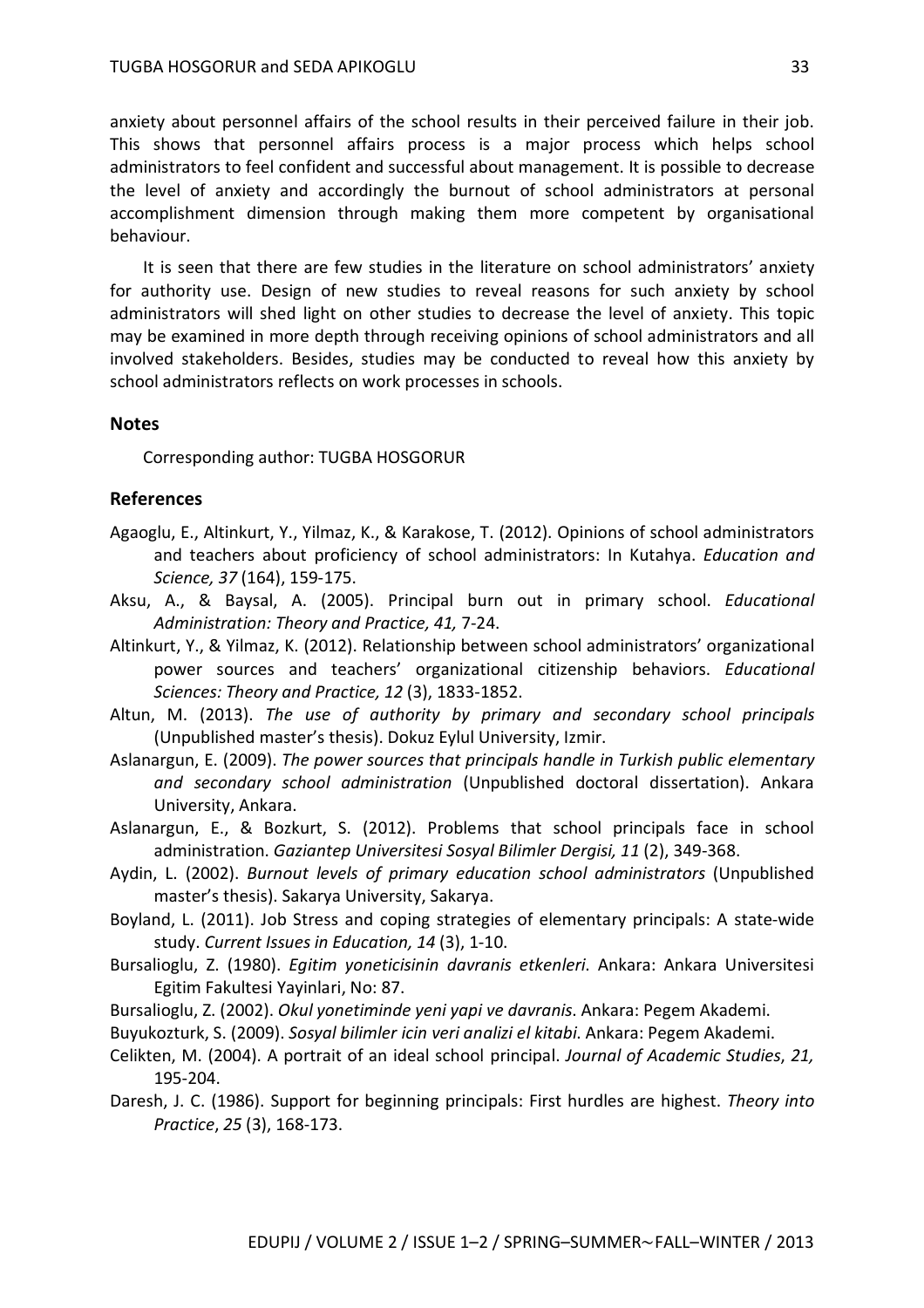anxiety about personnel affairs of the school results in their perceived failure in their job. This shows that personnel affairs process is a major process which helps school administrators to feel confident and successful about management. It is possible to decrease the level of anxiety and accordingly the burnout of school administrators at personal accomplishment dimension through making them more competent by organisational behaviour.

It is seen that there are few studies in the literature on school administrators' anxiety for authority use. Design of new studies to reveal reasons for such anxiety by school administrators will shed light on other studies to decrease the level of anxiety. This topic may be examined in more depth through receiving opinions of school administrators and all involved stakeholders. Besides, studies may be conducted to reveal how this anxiety by school administrators reflects on work processes in schools.

## Notes

Corresponding author: TUGBA HOSGORUR

## References

Agaoglu, E., Altinkurt, Y., Yilmaz, K., & Karakose, T. (2012). Opinions of school administrators and teachers about proficiency of school administrators: In Kutahya. *Education and Science, 37* (164), 159-175.

Aksu, A., & Baysal, A. (2005). Principal burn out in primary school. *Educational Administration: Theory and Practice, 41,* 7-24.

Altinkurt, Y., & Yilmaz, K. (2012). Relationship between school administrators' organizational power sources and teachers' organizational citizenship behaviors. *Educational Sciences: Theory and Practice, 12* (3), 1833-1852.

Altun, M. (2013). *The use of authority by primary and secondary school principals* (Unpublished master's thesis). Dokuz Eylul University, Izmir.

Aslanargun, E. (2009). *The power sources that principals handle in Turkish public elementary and secondary school administration* (Unpublished doctoral dissertation). Ankara University, Ankara.

Aslanargun, E., & Bozkurt, S. (2012). Problems that school principals face in school administration. *Gaziantep Universitesi Sosyal Bilimler Dergisi, 11* (2), 349-368.

Aydin, L. (2002). *Burnout levels of primary education school administrators* (Unpublished master's thesis). Sakarya University, Sakarya.

Boyland, L. (2011). Job Stress and coping strategies of elementary principals: A state-wide study. *Current Issues in Education, 14* (3), 1-10.

Bursalioglu, Z. (1980). *Egitim yoneticisinin davranis etkenleri*. Ankara: Ankara Universitesi Egitim Fakultesi Yayinlari, No: 87.

Bursalioglu, Z. (2002). *Okul yonetiminde yeni yapi ve davranis*. Ankara: Pegem Akademi.

Buyukozturk, S. (2009). *Sosyal bilimler icin veri analizi el kitabi*. Ankara: Pegem Akademi.

Celikten, M. (2004). A portrait of an ideal school principal. *Journal of Academic Studies*, *21,* 195-204.

Daresh, J. C. (1986). Support for beginning principals: First hurdles are highest. *Theory into Practice*, *25* (3), 168-173.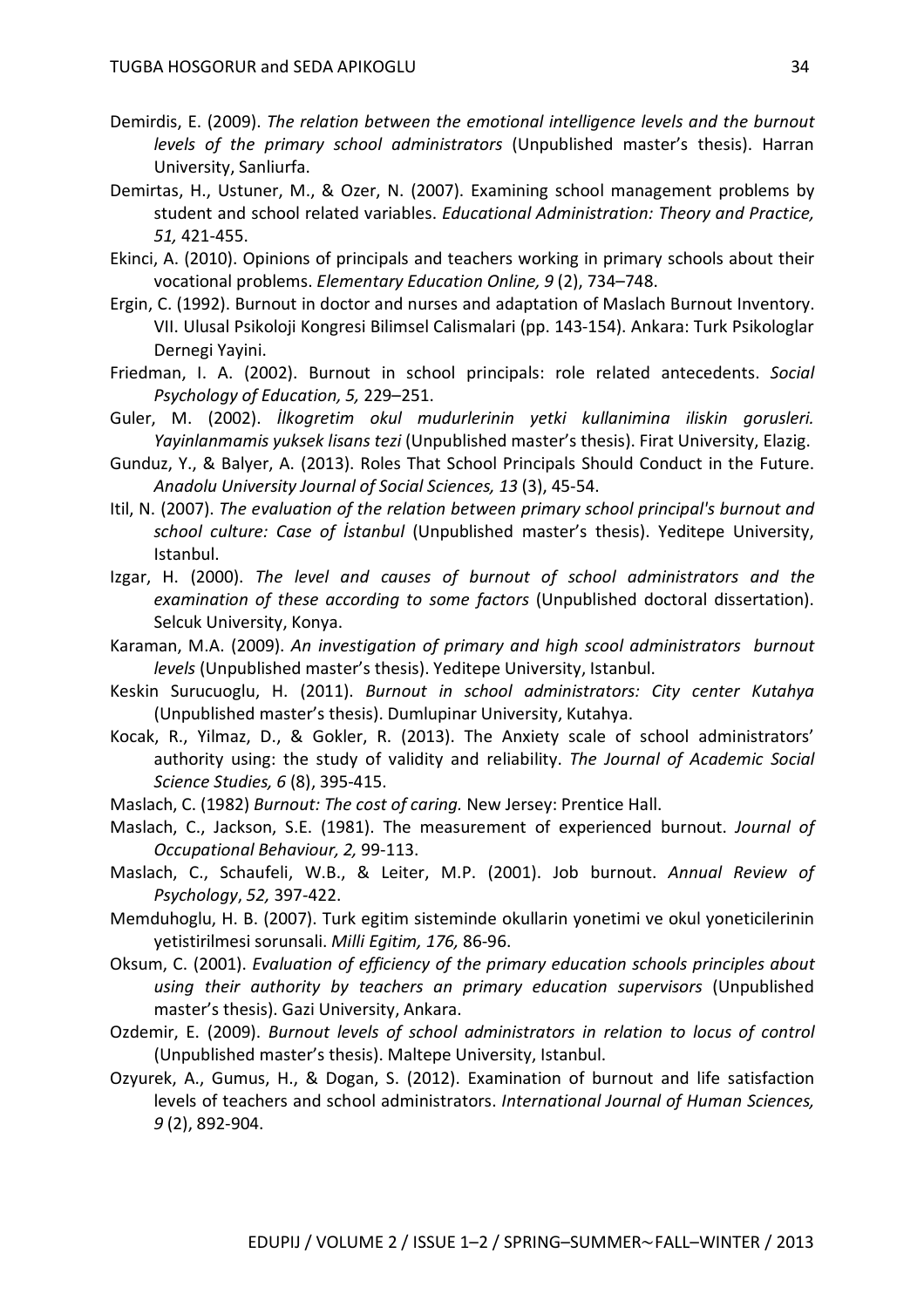Demirdis, E. (2009). *The relation between the emotional intelligence levels and the burnout levels of the primary school administrators* (Unpublished master's thesis). Harran University, Sanliurfa.

Demirtas, H., Ustuner, M., & Ozer, N. (2007). Examining school management problems by student and school related variables. *Educational Administration: Theory and Practice, 51,* 421-455.

Ekinci, A. (2010). Opinions of principals and teachers working in primary schools about their vocational problems. *Elementary Education Online, 9* (2), 734–748.

Ergin, C. (1992). Burnout in doctor and nurses and adaptation of Maslach Burnout Inventory. VII. Ulusal Psikoloji Kongresi Bilimsel Calismalari (pp. 143-154). Ankara: Turk Psikologlar Dernegi Yayini.

Friedman, I. A. (2002). Burnout in school principals: role related antecedents. *Social Psychology of Education, 5,* 229–251.

Guler, M. (2002). *İlkogretim okul mudurlerinin yetki kullanimina iliskin gorusleri. Yayinlanmamis yuksek lisans tezi* (Unpublished master's thesis). Firat University, Elazig.

Gunduz, Y., & Balyer, A. (2013). Roles That School Principals Should Conduct in the Future. *Anadolu University Journal of Social Sciences, 13* (3), 45-54.

Itil, N. (2007). *The evaluation of the relation between primary school principal's burnout and school culture: Case of İstanbul* (Unpublished master's thesis). Yeditepe University, Istanbul.

Izgar, H. (2000). *The level and causes of burnout of school administrators and the examination of these according to some factors* (Unpublished doctoral dissertation). Selcuk University, Konya.

Karaman, M.A. (2009). *An investigation of primary and high scool administrators burnout levels* (Unpublished master's thesis). Yeditepe University, Istanbul.

Keskin Surucuoglu, H. (2011). *Burnout in school administrators: City center Kutahya* (Unpublished master's thesis). Dumlupinar University, Kutahya.

Kocak, R., Yilmaz, D., & Gokler, R. (2013). The Anxiety scale of school administrators' authority using: the study of validity and reliability. *The Journal of Academic Social Science Studies, 6* (8), 395-415.

Maslach, C. (1982) *Burnout: The cost of caring.* New Jersey: Prentice Hall.

Maslach, C., Jackson, S.E. (1981). The measurement of experienced burnout. *Journal of Occupational Behaviour, 2,* 99-113.

Maslach, C., Schaufeli, W.B., & Leiter, M.P. (2001). Job burnout. *Annual Review of Psychology*, *52,* 397-422.

Memduhoglu, H. B. (2007). Turk egitim sisteminde okullarin yonetimi ve okul yoneticilerinin yetistirilmesi sorunsali. *Milli Egitim, 176,* 86-96.

Oksum, C. (2001). *Evaluation of efficiency of the primary education schools principles about using their authority by teachers an primary education supervisors* (Unpublished master's thesis). Gazi University, Ankara.

Ozdemir, E. (2009). *Burnout levels of school administrators in relation to locus of control* (Unpublished master's thesis). Maltepe University, Istanbul.

Ozyurek, A., Gumus, H., & Dogan, S. (2012). Examination of burnout and life satisfaction levels of teachers and school administrators. *International Journal of Human Sciences, 9* (2), 892-904.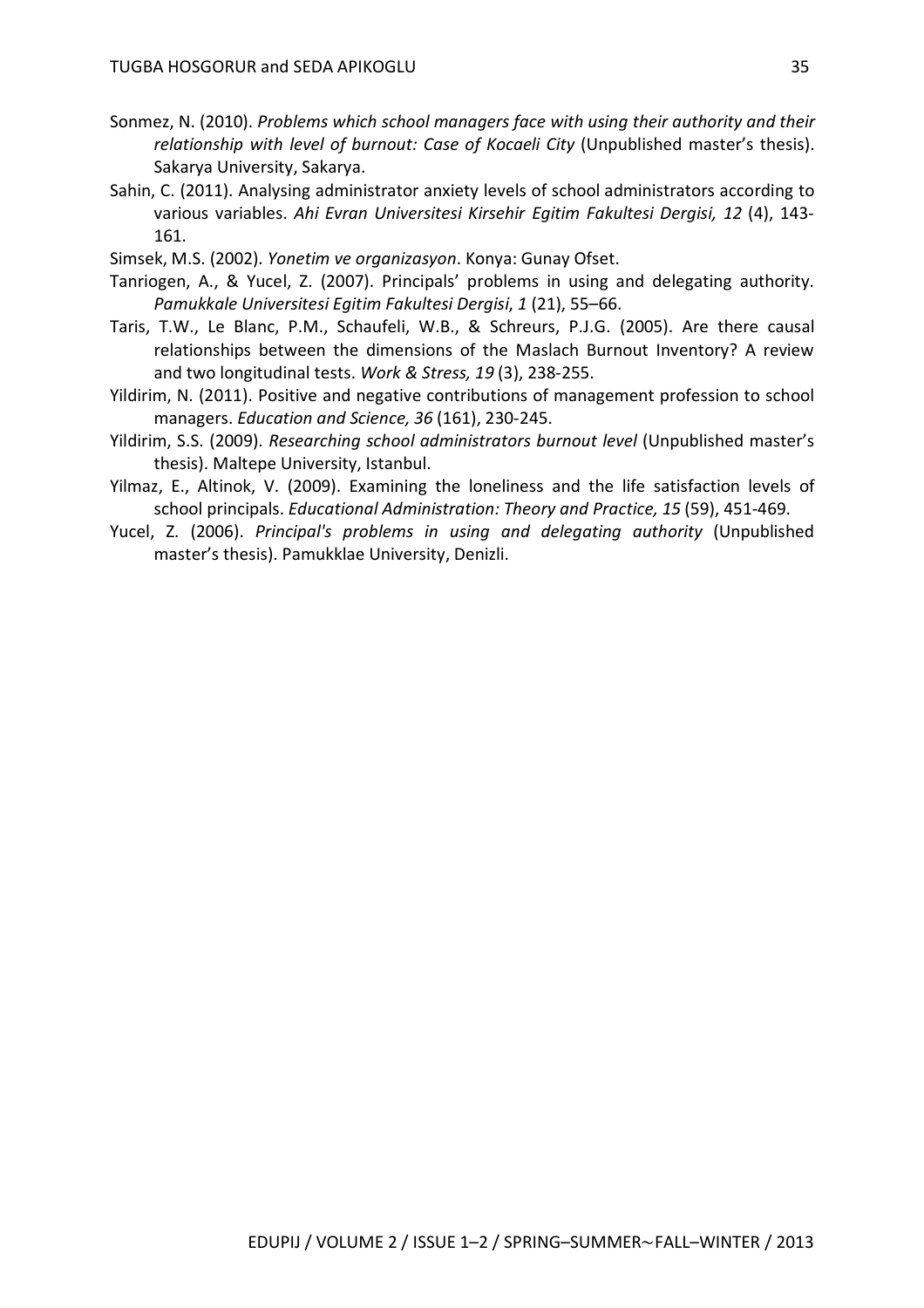Sonmez, N. (2010). *Problems which school managers face with using their authority and their relationship with level of burnout: Case of Kocaeli City* (Unpublished master's thesis). Sakarya University, Sakarya.

Sahin, C. (2011). Analysing administrator anxiety levels of school administrators according to various variables. *Ahi Evran Universitesi Kirsehir Egitim Fakultesi Dergisi, 12* (4), 143-161.

Simsek, M.S. (2002). *Yonetim ve organizasyon*. Konya: Gunay Ofset.

Tanriogen, A., & Yucel, Z. (2007). Principals' problems in using and delegating authority. *Pamukkale Universitesi Egitim Fakultesi Dergisi*, *1* (21), 55–66.

Taris, T.W., Le Blanc, P.M., Schaufeli, W.B., & Schreurs, P.J.G. (2005). Are there causal relationships between the dimensions of the Maslach Burnout Inventory? A review and two longitudinal tests. *Work & Stress, 19* (3), 238-255.

Yildirim, N. (2011). Positive and negative contributions of management profession to school managers. *Education and Science, 36* (161), 230-245.

Yildirim, S.S. (2009). *Researching school administrators burnout level* (Unpublished master's thesis). Maltepe University, Istanbul.

Yilmaz, E., Altinok, V. (2009). Examining the loneliness and the life satisfaction levels of school principals. *Educational Administration: Theory and Practice, 15* (59), 451-469.

Yucel, Z. (2006). *Principal's problems in using and delegating authority* (Unpublished master's thesis). Pamukklae University, Denizli.